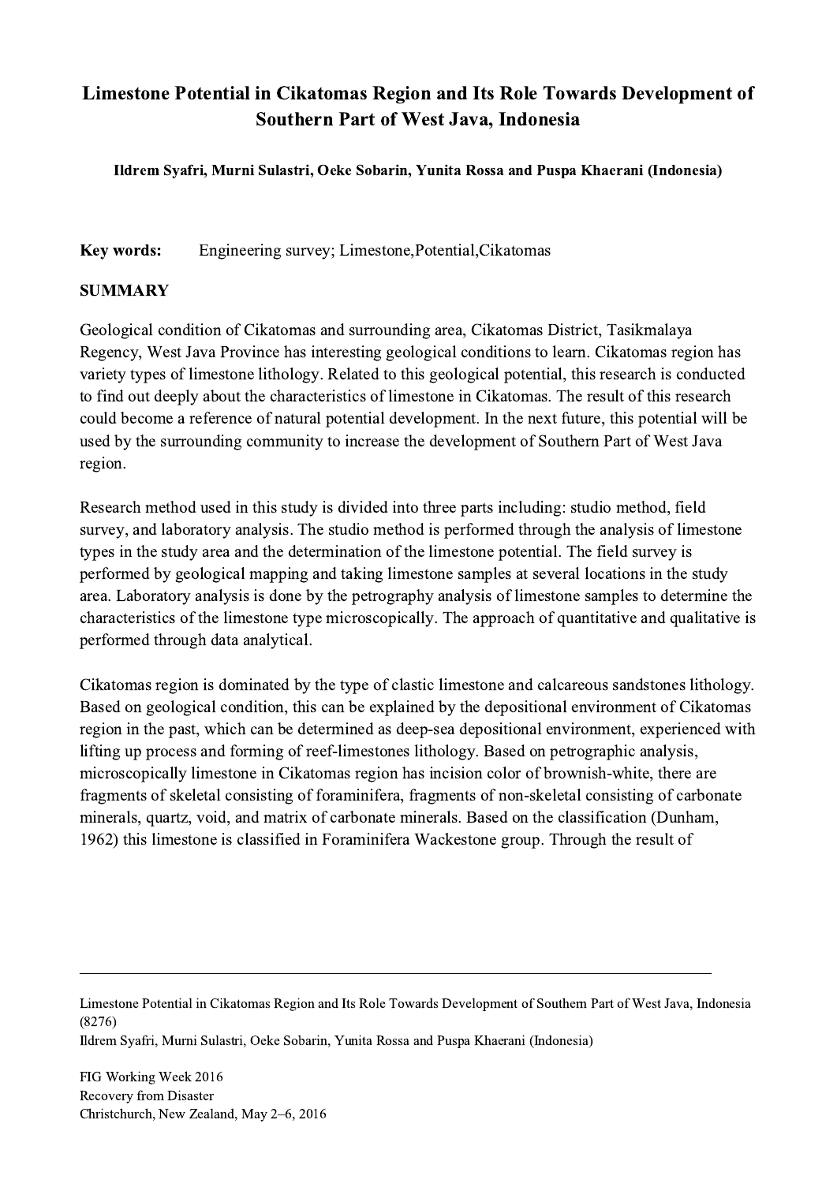# Limestone Potential in Cikatomas Region and Its Role Towards Development of Southern Part of West Java, Indonesia

**Ildrem Syafri, Murni Sulastri, Oeke Sobarin, Yunita Rossa and Puspa Khaerani (Indonesia)**

**Key words:** Engineering survey; Limestone,Potential,Cikatomas

## SUMMARY

Geological condition of Cikatomas and surrounding area, Cikatomas District, Tasikmalaya Regency, West Java Province has interesting geological conditions to learn. Cikatomas region has variety types of limestone lithology. Related to this geological potential, this research is conducted to find out deeply about the characteristics of limestone in Cikatomas. The result of this research could become a reference of natural potential development. In the next future, this potential will be used by the surrounding community to increase the development of Southern Part of West Java region.

Research method used in this study is divided into three parts including: studio method, field survey, and laboratory analysis. The studio method is performed through the analysis of limestone types in the study area and the determination of the limestone potential. The field survey is performed by geological mapping and taking limestone samples at several locations in the study area. Laboratory analysis is done by the petrography analysis of limestone samples to determine the characteristics of the limestone type microscopically. The approach of quantitative and qualitative is performed through data analytical.

Cikatomas region is dominated by the type of clastic limestone and calcareous sandstones lithology. Based on geological condition, this can be explained by the depositional environment of Cikatomas region in the past, which can be determined as deep-sea depositional environment, experienced with lifting up process and forming of reef-limestones lithology. Based on petrographic analysis, microscopically limestone in Cikatomas region has incision color of brownish-white, there are fragments of skeletal consisting of foraminifera, fragments of non-skeletal consisting of carbonate minerals, quartz, void, and matrix of carbonate minerals. Based on the classification (Dunham, 1962) this limestone is classified in Foraminifera Wackestone group. Through the result of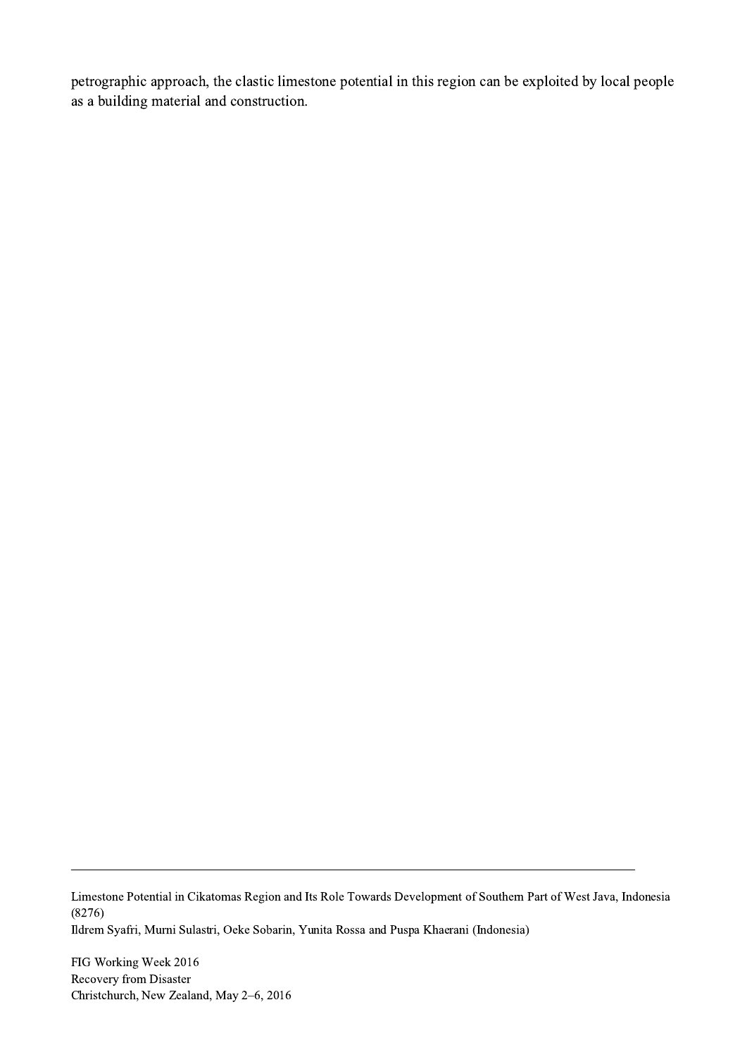petrographic approach, the clastic limestone potential in this region can be exploited by local people as a building material and construction.